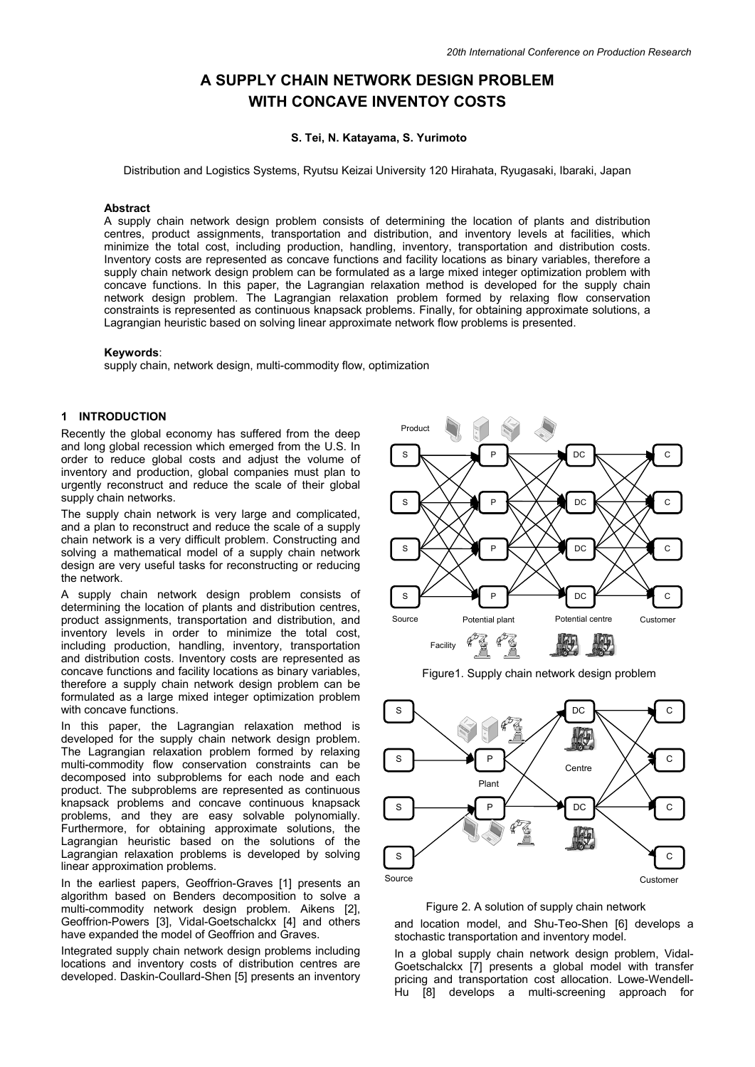# A SUPPLY CHAIN NETWORK DESIGN PROBLEM WITH CONCAVE INVENTOY COSTS

**S. Tei, N. Katayama, S. Yurimoto**

Distribution and Logistics Systems, Ryutsu Keizai University 120 Hirahata, Ryugasaki, Ibaraki, Japan

### Abstract

A supply chain network design problem consists of determining the location of plants and distribution centres, product assignments, transportation and distribution, and inventory levels at facilities, which minimize the total cost, including production, handling, inventory, transportation and distribution costs. Inventory costs are represented as concave functions and facility locations as binary variables, therefore a supply chain network design problem can be formulated as a large mixed integer optimization problem with concave functions. In this paper, the Lagrangian relaxation method is developed for the supply chain network design problem. The Lagrangian relaxation problem formed by relaxing flow conservation constraints is represented as continuous knapsack problems. Finally, for obtaining approximate solutions, a Lagrangian heuristic based on solving linear approximate network flow problems is presented.

### Keywords:

supply chain, network design, multi-commodity flow, optimization

## 1 INTRODUCTION

Recently the global economy has suffered from the deep and long global recession which emerged from the U.S. In order to reduce global costs and adjust the volume of inventory and production, global companies must plan to urgently reconstruct and reduce the scale of their global supply chain networks.

The supply chain network is very large and complicated, and a plan to reconstruct and reduce the scale of a supply chain network is a very difficult problem. Constructing and solving a mathematical model of a supply chain network design are very useful tasks for reconstructing or reducing the network.

A supply chain network design problem consists of determining the location of plants and distribution centres, product assignments, transportation and distribution, and inventory levels in order to minimize the total cost, including production, handling, inventory, transportation and distribution costs. Inventory costs are represented as concave functions and facility locations as binary variables, therefore a supply chain network design problem can be formulated as a large mixed integer optimization problem with concave functions.

In this paper, the Lagrangian relaxation method is developed for the supply chain network design problem. The Lagrangian relaxation problem formed by relaxing multi-commodity flow conservation constraints can be decomposed into subproblems for each node and each product. The subproblems are represented as continuous knapsack problems and concave continuous knapsack problems, and they are easy solvable polynomially. Furthermore, for obtaining approximate solutions, the Lagrangian heuristic based on the solutions of the Lagrangian relaxation problems is developed by solving linear approximation problems.

In the earliest papers, Geoffrion-Graves [1] presents an algorithm based on Benders decomposition to solve a multi-commodity network design problem. Aikens [2], Geoffrion-Powers [3], Vidal-Goetschalckx [4] and others have expanded the model of Geoffrion and Graves.

Integrated supply chain network design problems including locations and inventory costs of distribution centres are developed. Daskin-Coullard-Shen [5] presents an inventory and location model, and Shu-Teo-Shen [6] develops a stochastic transportation and inventory model.

Figure1. Supply chain network design problem

Figure 2. A solution of supply chain network

In a global supply chain network design problem, Vidal-Goetschalckx [7] presents a global model with transfer pricing and transportation cost allocation. Lowe-Wendell-Hu [8] develops a multi-screening approach for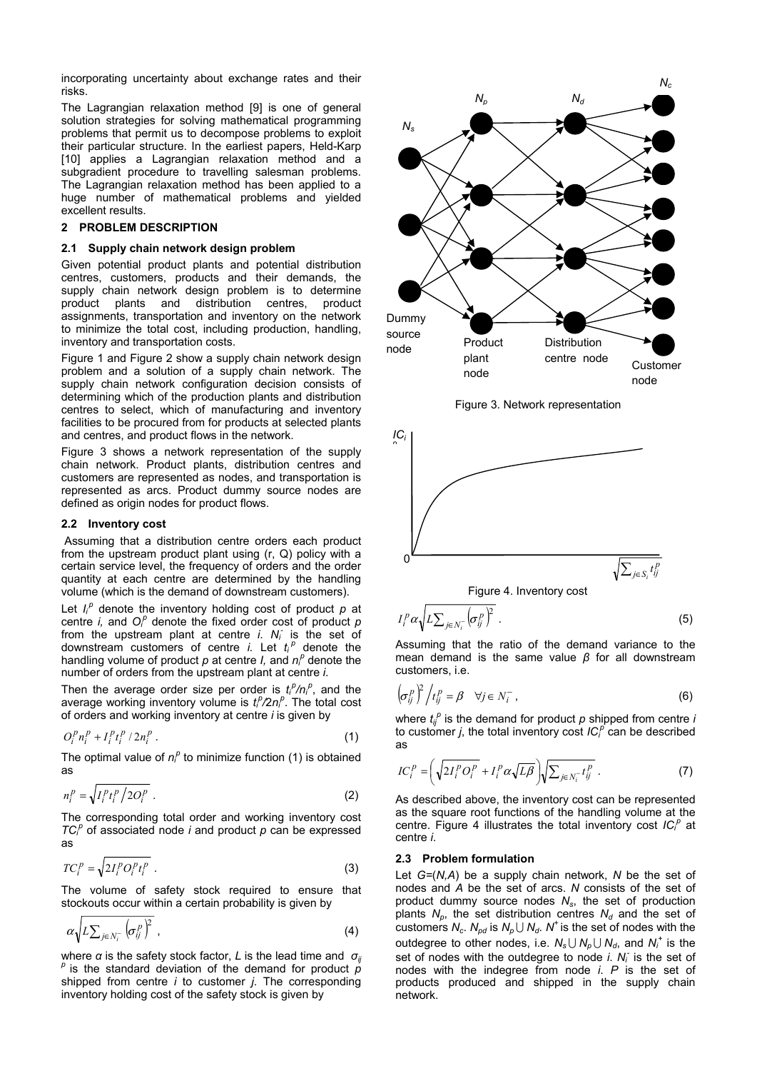incorporating uncertainty about exchange rates and their risks.

The Lagrangian relaxation method [9] is one of general solution strategies for solving mathematical programming problems that permit us to decompose problems to exploit their particular structure. In the earliest papers, Held-Karp [10] applies a Lagrangian relaxation method and a subgradient procedure to travelling salesman problems. The Lagrangian relaxation method has been applied to a huge number of mathematical problems and yielded excellent results.

## 2 PROBLEM DESCRIPTION

### 2.1 Supply chain network design problem

Given potential product plants and potential distribution centres, customers, products and their demands, the supply chain network design problem is to determine product plants and distribution centres, product assignments, transportation and inventory on the network to minimize the total cost, including production, handling, inventory and transportation costs.

Figure 1 and Figure 2 show a supply chain network design problem and a solution of a supply chain network. The supply chain network configuration decision consists of determining which of the production plants and distribution centres to select, which of manufacturing and inventory facilities to be procured from for products at selected plants and centres, and product flows in the network.

Figure 3 shows a network representation of the supply chain network. Product plants, distribution centres and customers are represented as nodes, and transportation is represented as arcs. Product dummy source nodes are defined as origin nodes for product flows.

### 2.2 Inventory cost

Assuming that a distribution centre orders each product from the upstream product plant using (r, Q) policy with a certain service level, the frequency of orders and the order quantity at each centre are determined by the handling volume (which is the demand of downstream customers).

Let $I_i^p$ denote the inventory holding cost of product $p$ at centre $i$, and $O_i^p$ denote the fixed order cost of product $p$ from the upstream plant at centre $i$. $N_i^-$ is the set of downstream customers of centre $i$. Let $t_i^p$ denote the handling volume of product $p$ at centre $I$, and $n_i^p$ denote the number of orders from the upstream plant at centre $i$.

Then the average order size per order is $t_i^p/n_i^p$, and the average working inventory volume is $t_i^p/2n_i^p$. The total cost of orders and working inventory at centre $i$ is given by

$$O_i^p n_i^p + I_i^p t_i^p / 2n_i^p \ . \tag{1}$$

The optimal value of $n_i^p$ to minimize function (1) is obtained as

$$n_i^p = \sqrt{I_i^p t_i^p \big/ 2O_i^p} \ . \tag{2}$$

The corresponding total order and working inventory cost $TC_i^p$ of associated node $i$ and product $p$ can be expressed as

$$TC_i^p = \sqrt{2I_i^p O_i^p t_i^p} \ . \tag{3}$$

The volume of safety stock required to ensure that stockouts occur within a certain probability is given by

$$\alpha\sqrt{L\sum_{j\in N_i^-}\left(\sigma_{ij}^p\right)^2} \ , \tag{4}$$

where $\alpha$ is the safety stock factor, $L$ is the lead time and $\sigma_{ij}^p$ is the standard deviation of the demand for product $p$ shipped from centre $i$ to customer $j$. The corresponding inventory holding cost of the safety stock is given by

Figure 3. Network representation

Figure 4. Inventory cost

$$I_i^p \alpha\sqrt{L\sum_{j\in N_i^-}\left(\sigma_{ij}^p\right)^2} \ . \tag{5}$$

Assuming that the ratio of the demand variance to the mean demand is the same value $\beta$ for all downstream customers, i.e.

$$\left(\sigma_{ij}^p\right)^2 \Big/ t_{ij}^p = \beta \quad \forall j \in N_i^- \ , \tag{6}$$

where $t_{ij}^p$ is the demand for product $p$ shipped from centre $i$ to customer $j$, the total inventory cost $IC_i^p$ can be described as

$$IC_i^p = \left(\sqrt{2I_i^p O_i^p} + I_i^p \alpha\sqrt{L\beta}\right)\sqrt{\sum_{j\in N_i^-} t_{ij}^p} \ . \tag{7}$$

As described above, the inventory cost can be represented as the square root functions of the handling volume at the centre. Figure 4 illustrates the total inventory cost $IC_i^p$ at centre $i$.

### 2.3 Problem formulation

Let $G=(N,A)$ be a supply chain network, $N$ be the set of nodes and $A$ be the set of arcs. $N$ consists of the set of product dummy source nodes $N_s$, the set of production plants $N_p$, the set distribution centres $N_d$ and the set of customers $N_c$. $N_{pd}$ is $N_p \cup N_d$. $N^+$ is the set of nodes with the outdegree to other nodes, i.e. $N_s \cup N_p \cup N_d$, and $N_i^+$ is the set of nodes with the outdegree to node $i$. $N_i^-$ is the set of nodes with the indegree from node $i$. $P$ is the set of products produced and shipped in the supply chain network.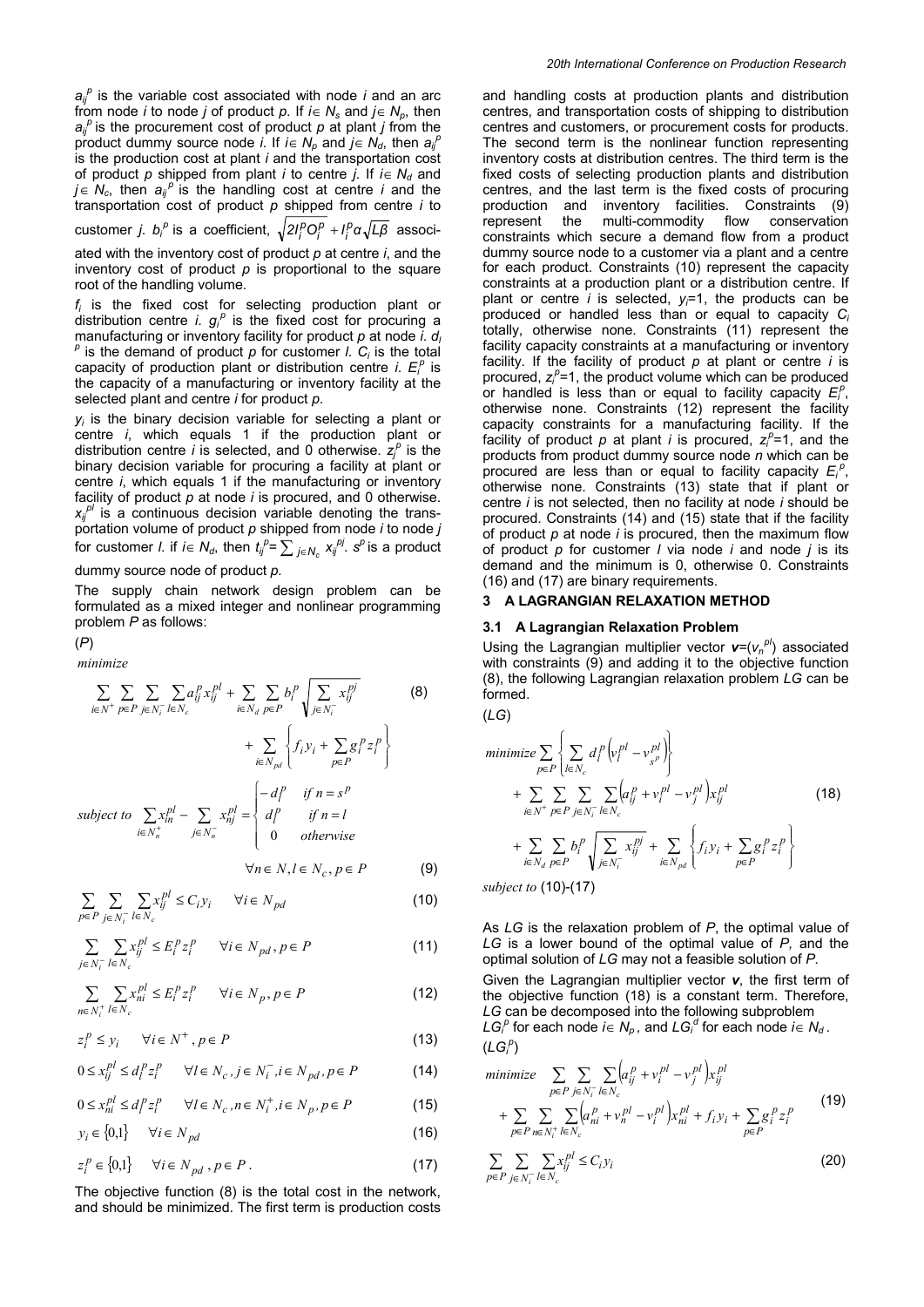$a_{ij}^p$ is the variable cost associated with node $i$ and an arc from node $i$ to node $j$ of product $p$. If $i \in N_s$ and $j \in N_p$, then $a_{ij}^p$ is the procurement cost of product $p$ at plant $j$ from the product dummy source node $i$. If $i \in N_p$ and $j \in N_d$, then $a_{ij}^p$ is the production cost at plant $i$ and the transportation cost of product $p$ shipped from plant $i$ to centre $j$. If $i \in N_d$ and $j \in N_c$, then $a_{ij}^p$ is the handling cost at centre $i$ and the transportation cost of product $p$ shipped from centre $i$ to customer $j$. $b_i^p$ is a coefficient, $\sqrt{2I_i^p O_i^p + I_i^p \alpha}\sqrt{L\beta}$ associated with the inventory cost of product $p$ at centre $i$, and the inventory cost of product $p$ is proportional to the square root of the handling volume.

$f_i$ is the fixed cost for selecting production plant or distribution centre $i$. $g_i^p$ is the fixed cost for procuring a manufacturing or inventory facility for product $p$ at node $i$. $d_l^p$ is the demand of product $p$ for customer $l$. $C_i$ is the total capacity of production plant or distribution centre $i$. $E_i^p$ is the capacity of a manufacturing or inventory facility at the selected plant and centre $i$ for product $p$.

$y_i$ is the binary decision variable for selecting a plant or centre $i$, which equals 1 if the production plant or distribution centre $i$ is selected, and 0 otherwise. $z_i^p$ is the binary decision variable for procuring a facility at plant or centre $i$, which equals 1 if the manufacturing or inventory facility of product $p$ at node $i$ is procured, and 0 otherwise. $x_{ij}^{pl}$ is a continuous decision variable denoting the transportation volume of product $p$ shipped from node $i$ to node $j$ for customer $l$. if $i \in N_d$, then $t_{ij}^p = \sum_{j \in N_c} x_{ij}^{pj}$. $s^p$ is a product dummy source node of product $p$.

The supply chain network design problem can be formulated as a mixed integer and nonlinear programming problem $P$ as follows:

($P$)

$$\text{minimize} \sum_{i \in N^+} \sum_{p \in P} \sum_{j \in N_i^-} \sum_{l \in N_c} a_{ij}^p x_{ij}^{pl} + \sum_{i \in N_d} \sum_{p \in P} b_i^p \sqrt{\sum_{j \in N_i^-} x_{ij}^{pj}} + \sum_{i \in N_{pd}} \left\{ f_i y_i + \sum_{p \in P} g_i^p z_i^p \right\} \tag{8}$$

$$\text{subject to} \sum_{i \in N_n^+} x_{in}^{pl} - \sum_{j \in N_n^-} x_{nj}^{pl} = \begin{cases} -d_l^p & \text{if } n = s^p \\ d_l^p & \text{if } n = l \\ 0 & \text{otherwise} \end{cases} \quad \forall n \in N, l \in N_c, p \in P \tag{9}$$

$$\sum_{p \in P} \sum_{j \in N_i^-} \sum_{l \in N_c} x_{ij}^{pl} \le C_i y_i \quad \forall i \in N_{pd} \tag{10}$$

$$\sum_{j \in N_i^-} \sum_{l \in N_c} x_{ij}^{pl} \le E_i^p z_i^p \quad \forall i \in N_{pd}, p \in P \tag{11}$$

$$\sum_{n \in N_i^+} \sum_{l \in N_c} x_{ni}^{pl} \le E_i^p z_i^p \quad \forall i \in N_p, p \in P \tag{12}$$

$$z_i^p \le y_i \quad \forall i \in N^+, p \in P \tag{13}$$

$$0 \le x_{ij}^{pl} \le d_l^p z_i^p \quad \forall l \in N_c, j \in N_i^-, i \in N_{pd}, p \in P \tag{14}$$

$$0 \le x_{ni}^{pl} \le d_l^p z_i^p \quad \forall l \in N_c, n \in N_i^+, i \in N_p, p \in P \tag{15}$$

$$y_i \in \{0,1\} \quad \forall i \in N_{pd} \tag{16}$$

$$z_i^p \in \{0,1\} \quad \forall i \in N_{pd}, p \in P. \tag{17}$$

The objective function (8) is the total cost in the network, and should be minimized. The first term is production costs and handling costs at production plants and distribution centres, and transportation costs of shipping to distribution centres and customers, or procurement costs for products. The second term is the nonlinear function representing inventory costs at distribution centres. The third term is the fixed costs of selecting production plants and distribution centres, and the last term is the fixed costs of procuring production and inventory facilities. Constraints (9) represent the multi-commodity flow conservation constraints which secure a demand flow from a product dummy source node to a customer via a plant and a centre for each product. Constraints (10) represent the capacity constraints at a production plant or a distribution centre. If plant or centre $i$ is selected, $y_i$=1, the products can be produced or handled less than or equal to capacity $C_i$ totally, otherwise none. Constraints (11) represent the facility capacity constraints at a manufacturing or inventory facility. If the facility of product $p$ at plant or centre $i$ is procured, $z_i^p$=1, the product volume which can be produced or handled is less than or equal to facility capacity $E_i^p$, otherwise none. Constraints (12) represent the facility capacity constraints for a manufacturing facility. If the facility of product $p$ at plant $i$ is procured, $z_i^p$=1, and the products from product dummy source node $n$ which can be procured are less than or equal to facility capacity $E_i^p$, otherwise none. Constraints (13) state that if plant or centre $i$ is not selected, then no facility at node $i$ should be procured. Constraints (14) and (15) state that if the facility of product $p$ at node $i$ is procured, then the maximum flow of product $p$ for customer $l$ via node $i$ and node $j$ is its demand and the minimum is 0, otherwise 0. Constraints (16) and (17) are binary requirements.

## 3 A LAGRANGIAN RELAXATION METHOD

### 3.1 A Lagrangian Relaxation Problem

Using the Lagrangian multiplier vector $\boldsymbol{v}=(v_n^{pl})$ associated with constraints (9) and adding it to the objective function (8), the following Lagrangian relaxation problem $LG$ can be formed.

($LG$)

$$\text{minimize} \sum_{p \in P} \left\{ \sum_{l \in N_c} d_l^p \left( v_l^{pl} - v_{s^p}^{pl} \right) \right\} + \sum_{i \in N^+} \sum_{p \in P} \sum_{j \in N_i^-} \sum_{l \in N_c} \left( a_{ij}^p + v_i^{pl} - v_j^{pl} \right) x_{ij}^{pl} + \sum_{i \in N_d} \sum_{p \in P} b_i^p \sqrt{\sum_{j \in N_i^-} x_{ij}^{pj}} + \sum_{i \in N_{pd}} \left\{ f_i y_i + \sum_{p \in P} g_i^p z_i^p \right\} \tag{18}$$

subject to (10)-(17)

As $LG$ is the relaxation problem of $P$, the optimal value of $LG$ is a lower bound of the optimal value of $P$, and the optimal solution of $LG$ may not a feasible solution of $P$.

Given the Lagrangian multiplier vector $\boldsymbol{v}$, the first term of the objective function (18) is a constant term. Therefore, $LG$ can be decomposed into the following subproblem $LG_i^p$ for each node $i \in N_p$, and $LG_i^d$ for each node $i \in N_d$.

($LG_i^p$)

$$\text{minimize} \sum_{p \in P} \sum_{j \in N_i^-} \sum_{l \in N_c} \left( a_{ij}^p + v_i^{pl} - v_j^{pl} \right) x_{ij}^{pl} + \sum_{p \in P} \sum_{n \in N_i^+} \sum_{l \in N_c} \left( a_{ni}^p + v_n^{pl} - v_i^{pl} \right) x_{ni}^{pl} + f_i y_i + \sum_{p \in P} g_i^p z_i^p \tag{19}$$

$$\sum_{p \in P} \sum_{j \in N_i^-} \sum_{l \in N_c} x_{ij}^{pl} \le C_i y_i \tag{20}$$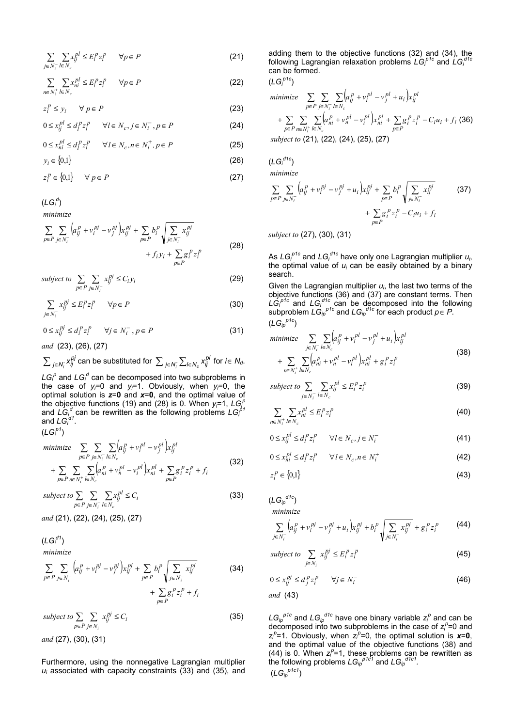$$\sum_{j\in N_i^-}\sum_{l\in N_c} x_{ij}^{pl} \le E_i^p z_i^p \qquad \forall p\in P \tag{21}$$

$$\sum_{n\in N_i^+}\sum_{l\in N_c} x_{ni}^{pl} \le E_i^p z_i^p \qquad \forall p\in P \tag{22}$$

$$z_i^p \le y_i \qquad \forall\, p\in P \tag{23}$$

$$0\le x_{ij}^{pl} \le d_l^p z_i^p \qquad \forall l\in N_c, j\in N_i^-, p\in P \tag{24}$$

$$0\le x_{ni}^{pl} \le d_l^p z_i^p \qquad \forall l\in N_c, n\in N_i^+, p\in P \tag{25}$$

$$y_i \in \{0,1\} \tag{26}$$

$$z_i^p \in \{0,1\} \qquad \forall\, p\in P \tag{27}$$

($LG_i^d$)

$$\text{minimize} \quad \sum_{p\in P}\sum_{j\in N_i^-}\left(a_{ij}^p + v_i^{pj} - v_j^{pj}\right)x_{ij}^{pj} + \sum_{p\in P} b_i^p \sqrt{\sum_{j\in N_i^-} x_{ij}^{pj}} + f_i y_i + \sum_{p\in P} g_i^p z_i^p \tag{28}$$

$$\text{subject to} \quad \sum_{p\in P}\sum_{j\in N_i^-} x_{ij}^{pj} \le C_i y_i \tag{29}$$

$$\sum_{j\in N_i^-} x_{ij}^{pj} \le E_i^p z_i^p \qquad \forall p\in P \tag{30}$$

$$0\le x_{ij}^{pj} \le d_i^p z_i^p \qquad \forall j\in N_i^-, p\in P \tag{31}$$

*and* (23), (26), (27)

$\sum_{j\in N_i^-} x_{ij}^{pj}$ can be substituted for $\sum_{j\in N_i^-}\sum_{l\in N_c} x_{ij}^{pl}$ for $i\in N_d$.

$LG_i^p$ and $LG_i^d$ can be decomposed into two subproblems in the case of $y_i$=0 and $y_i$=1. Obviously, when $y_i$=0, the optimal solution is $\boldsymbol{z}$=**0** and $\boldsymbol{x}$=**0**, and the optimal value of the objective functions (19) and (28) is 0. When $y_i$=1, $LG_i^p$ and $LG_i^d$ can be rewritten as the following problems $LG_i^{p1}$ and $LG_i^{d1}$.

($LG_i^{p1}$)

$$\text{minimize} \quad \sum_{p\in P}\sum_{j\in N_i^-}\sum_{l\in N_c}\left(a_{ij}^p + v_i^{pl} - v_j^{pl}\right)x_{ij}^{pl} + \sum_{p\in P}\sum_{n\in N_i^+}\sum_{l\in N_c}\left(a_{ni}^p + v_n^{pl} - v_i^{pl}\right)x_{ni}^{pl} + \sum_{p\in P} g_i^p z_i^p + f_i \tag{32}$$

$$\text{subject to} \sum_{p\in P}\sum_{j\in N_i^-}\sum_{l\in N_c} x_{ij}^{pl} \le C_i \tag{33}$$

*and* (21), (22), (24), (25), (27)

($LG_i^{d1}$)

$$\text{minimize} \quad \sum_{p\in P}\sum_{j\in N_i^-}\left(a_{ij}^p + v_i^{pj} - v_j^{pj}\right)x_{ij}^{pj} + \sum_{p\in P} b_i^p \sqrt{\sum_{j\in N_i^-} x_{ij}^{pj}} + \sum_{p\in P} g_i^p z_i^p + f_i \tag{34}$$

$$\text{subject to} \sum_{p\in P}\sum_{j\in N_i^-} x_{ij}^{pj} \le C_i \tag{35}$$

*and* (27), (30), (31)

Furthermore, using the nonnegative Lagrangian multiplier $u_i$ associated with capacity constraints (33) and (35), and adding them to the objective functions (32) and (34), the following Lagrangian relaxation problems $LG_i^{p1c}$ and $LG_i^{d1c}$ can be formed.

($LG_i^{p1c}$)

$$\text{minimize} \quad \sum_{p\in P}\sum_{j\in N_i^-}\sum_{l\in N_c}\left(a_{ij}^p + v_i^{pl} - v_j^{pl} + u_i\right)x_{ij}^{pl} + \sum_{p\in P}\sum_{n\in N_i^+}\sum_{l\in N_c}\left(a_{ni}^p + v_n^{pl} - v_i^{pl}\right)x_{ni}^{pl} + \sum_{p\in P} g_i^p z_i^p - C_i u_i + f_i \tag{36}$$

*subject to* (21), (22), (24), (25), (27)

($LG_i^{d1c}$)

$$\text{minimize} \quad \sum_{p\in P}\sum_{j\in N_i^-}\left(a_{ij}^p + v_i^{pj} - v_j^{pj} + u_i\right)x_{ij}^{pj} + \sum_{p\in P} b_i^p \sqrt{\sum_{j\in N_i^-} x_{ij}^{pj}} + \sum_{p\in P} g_i^p z_i^p - C_i u_i + f_i \tag{37}$$

*subject to* (27), (30), (31)

As $LG_i^{p1c}$ and $LG_i^{d1c}$ have only one Lagrangian multiplier $u_i$, the optimal value of $u_i$ can be easily obtained by a binary search.

Given the Lagrangian multiplier $u_i$, the last two terms of the objective functions (36) and (37) are constant terms. Then $LG_i^{p1c}$ and $LG_i^{d1c}$ can be decomposed into the following subproblem $LG_{ip}^{p1c}$ and $LG_{ip}^{d1c}$ for each product $p\in P$.

($LG_{ip}^{p1c}$)

$$\text{minimize} \quad \sum_{j\in N_i^-}\sum_{l\in N_c}\left(a_{ij}^p + v_i^{pl} - v_j^{pl} + u_i\right)x_{ij}^{pl} + \sum_{n\in N_i^+}\sum_{l\in N_c}\left(a_{ni}^p + v_n^{pl} - v_i^{pl}\right)x_{ni}^{pl} + g_i^p z_i^p \tag{38}$$

$$\text{subject to} \sum_{j\in N_i^-}\sum_{l\in N_c} x_{ij}^{pl} \le E_i^p z_i^p \tag{39}$$

$$\sum_{n\in N_i^+}\sum_{l\in N_c} x_{ni}^{pl} \le E_i^p z_i^p \tag{40}$$

$$0\le x_{ij}^{pl} \le d_l^p z_i^p \qquad \forall l\in N_c, j\in N_i^- \tag{41}$$

$$0\le x_{ni}^{pl} \le d_l^p z_i^p \qquad \forall l\in N_c, n\in N_i^+ \tag{42}$$

$$z_i^p \in \{0,1\} \tag{43}$$

($LG_{ip}^{d1c}$)

$$\text{minimize} \quad \sum_{j\in N_i^-}\left(a_{ij}^p + v_i^{pj} - v_j^{pj} + u_i\right)x_{ij}^{pj} + b_i^p \sqrt{\sum_{j\in N_i^-} x_{ij}^{pj}} + g_i^p z_i^p \tag{44}$$

$$\text{subject to} \quad \sum_{j\in N_i^-} x_{ij}^{pj} \le E_i^p z_i^p \tag{45}$$

$$0\le x_{ij}^{pj} \le d_j^p z_i^p \qquad \forall j\in N_i^- \tag{46}$$

*and* (43)

$LG_{ip}^{p1c}$ and $LG_{ip}^{d1c}$ have one binary variable $z_i^p$ and can be decomposed into two subproblems in the case of $z_i^p$=0 and $z_i^p$=1. Obviously, when $z_i^p$=0, the optimal solution is $\boldsymbol{x}$=**0**, and the optimal value of the objective functions (38) and (44) is 0. When $z_i^p$=1, these problems can be rewritten as the following problems $LG_{ip}^{p1c1}$ and $LG_{ip}^{d1c1}$.

($LG_{ip}^{p1c1}$)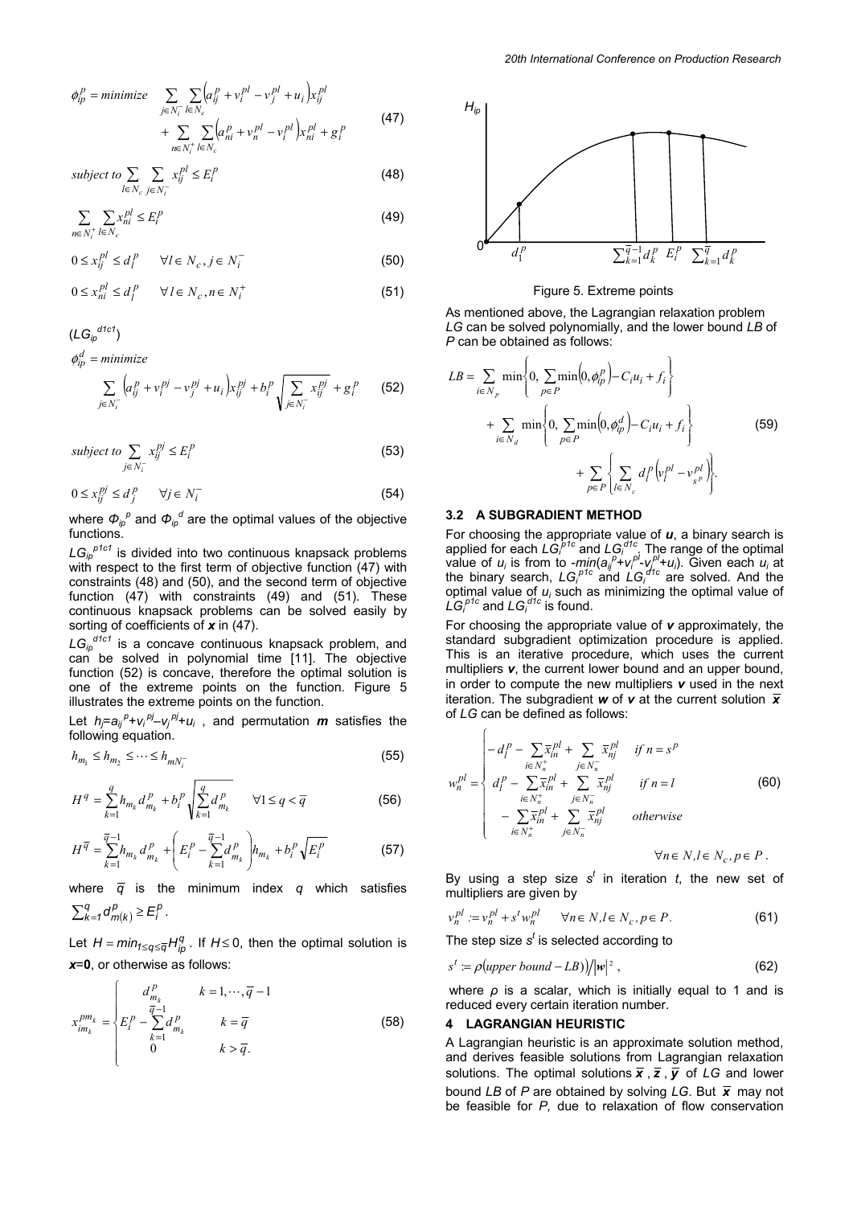$$\phi_{ip}^{p} = minimize \sum_{j\in N_i^-}\sum_{l\in N_c}\left(a_{ij}^{p} + v_i^{pl} - v_j^{pl} + u_i\right)x_{ij}^{pl} + \sum_{n\in N_i^+}\sum_{l\in N_c}\left(a_{ni}^{p} + v_n^{pl} - v_i^{pl}\right)x_{ni}^{pl} + g_i^{p} \quad (47)$$

$$subject\ to \sum_{l\in N_c}\sum_{j\in N_i^-} x_{ij}^{pl} \le E_i^p \quad (48)$$

$$\sum_{n\in N_i^+}\sum_{l\in N_c} x_{ni}^{pl} \le E_i^p \quad (49)$$

$$0 \le x_{ij}^{pl} \le d_l^p \quad \forall l \in N_c, j \in N_i^- \quad (50)$$

$$0 \le x_{ni}^{pl} \le d_l^p \quad \forall l \in N_c, n \in N_i^+ \quad (51)$$

($LG_{ip}^{d1c1}$)

$$\phi_{ip}^{d} = minimize \sum_{j\in N_i^-}\left(a_{ij}^{p} + v_i^{pj} - v_j^{pj} + u_i\right)x_{ij}^{pj} + b_i^p\sqrt{\sum_{j\in N_i^-} x_{ij}^{pj}} + g_i^p \quad (52)$$

$$subject\ to \sum_{j\in N_i^-} x_{ij}^{pj} \le E_i^p \quad (53)$$

$$0 \le x_{ij}^{pj} \le d_j^p \quad \forall j \in N_i^- \quad (54)$$

where $\Phi_{ip}^{p}$ and $\Phi_{ip}^{d}$ are the optimal values of the objective functions.

$LG_{ip}^{p1c1}$ is divided into two continuous knapsack problems with respect to the first term of objective function (47) with constraints (48) and (50), and the second term of objective function (47) with constraints (49) and (51). These continuous knapsack problems can be solved easily by sorting of coefficients of $\boldsymbol{x}$ in (47).

$LG_{ip}^{d1c1}$ is a concave continuous knapsack problem, and can be solved in polynomial time [11]. The objective function (52) is concave, therefore the optimal solution is one of the extreme points on the function. Figure 5 illustrates the extreme points on the function.

Let $h_j = a_{ij}^{p} + v_i^{pj} - v_j^{pj} + u_i$, and permutation $\boldsymbol{m}$ satisfies the following equation.

$$h_{m_1} \le h_{m_2} \le \cdots \le h_{mN_i^-} \quad (55)$$

$$H^q = \sum_{k=1}^{q} h_{m_k} d_{m_k}^p + b_i^p \sqrt{\sum_{k=1}^{q} d_{m_k}^p} \quad \forall 1 \le q < \overline{q} \quad (56)$$

$$H^{\overline{q}} = \sum_{k=1}^{\overline{q}-1} h_{m_k} d_{m_k}^p + \left(E_i^p - \sum_{k=1}^{\overline{q}-1} d_{m_k}^p\right) h_{m_k} + b_i^p \sqrt{E_i^p} \quad (57)$$

where $\overline{q}$ is the minimum index $q$ which satisfies $\sum_{k=1}^{q} d_{m(k)}^{p} \ge E_i^p$.

Let $H = min_{1\le q \le \overline{q}} H_{ip}^{q}$. If $H \le 0$, then the optimal solution is $\boldsymbol{x} = \boldsymbol{0}$, or otherwise as follows:

$$x_{im_k}^{pm_k} = \begin{cases} d_{m_k}^p & k = 1, \cdots, \overline{q}-1 \\ E_i^p - \sum_{k=1}^{\overline{q}-1} d_{m_k}^p & k = \overline{q} \\ 0 & k > \overline{q}. \end{cases} \quad (58)$$

Figure 5. Extreme points

As mentioned above, the Lagrangian relaxation problem $LG$ can be solved polynomially, and the lower bound $LB$ of $P$ can be obtained as follows:

$$LB = \sum_{i\in N_p} \min\left\{0, \sum_{p\in P}\min\left(0, \phi_{ip}^{p}\right) - C_i u_i + f_i\right\} + \sum_{i\in N_d} \min\left\{0, \sum_{p\in P}\min\left(0, \phi_{ip}^{d}\right) - C_i u_i + f_i\right\} + \sum_{p\in P}\left\{\sum_{l\in N_c} d_l^p\left(v_l^{pl} - v_{s^p}^{pl}\right)\right\}. \quad (59)$$

### 3.2 A SUBGRADIENT METHOD

For choosing the appropriate value of $\boldsymbol{u}$, a binary search is applied for each $LG_i^{p1c}$ and $LG_i^{d1c}$. The range of the optimal value of $u_i$ is from to $-min(a_{ij}^{p}+v_i^{pl}-v_j^{pl}+u_i)$. Given each $u_i$ at the binary search, $LG_i^{p1c}$ and $LG_i^{d1c}$ are solved. And the optimal value of $u_i$ such as minimizing the optimal value of $LG_i^{p1c}$ and $LG_i^{d1c}$ is found.

For choosing the appropriate value of $\boldsymbol{v}$ approximately, the standard subgradient optimization procedure is applied. This is an iterative procedure, which uses the current multipliers $\boldsymbol{v}$, the current lower bound and an upper bound, in order to compute the new multipliers $\boldsymbol{v}$ used in the next iteration. The subgradient $\boldsymbol{w}$ of $\boldsymbol{v}$ at the current solution $\overline{\boldsymbol{x}}$ of $LG$ can be defined as follows:

$$w_n^{pl} = \begin{cases} -d_l^p - \sum_{i\in N_n^+}\overline{x}_{in}^{pl} + \sum_{j\in N_n^-}\overline{x}_{nj}^{pl} & if\ n = s^p \\ d_l^p - \sum_{i\in N_n^+}\overline{x}_{in}^{pl} + \sum_{j\in N_n^-}\overline{x}_{nj}^{pl} & if\ n = l \\ -\sum_{i\in N_n^+}\overline{x}_{in}^{pl} + \sum_{j\in N_n^-}\overline{x}_{nj}^{pl} & otherwise \end{cases} \quad (60)$$

$$\forall n \in N, l \in N_c, p \in P.$$

By using a step size $s^t$ in iteration $t$, the new set of multipliers are given by

$$v_n^{pl} := v_n^{pl} + s^t w_n^{pl} \quad \forall n \in N, l \in N_c, p \in P. \quad (61)$$

The step size $s^t$ is selected according to

$$s^t := \rho(upper\ bound - LB))/|\boldsymbol{w}|^2, \quad (62)$$

where $\rho$ is a scalar, which is initially equal to 1 and is reduced every certain iteration number.

## 4 LAGRANGIAN HEURISTIC

A Lagrangian heuristic is an approximate solution method, and derives feasible solutions from Lagrangian relaxation solutions. The optimal solutions $\overline{\boldsymbol{x}}$, $\overline{\boldsymbol{z}}$, $\overline{\boldsymbol{y}}$ of $LG$ and lower bound $LB$ of $P$ are obtained by solving $LG$. But $\overline{\boldsymbol{x}}$ may not be feasible for $P$, due to relaxation of flow conservation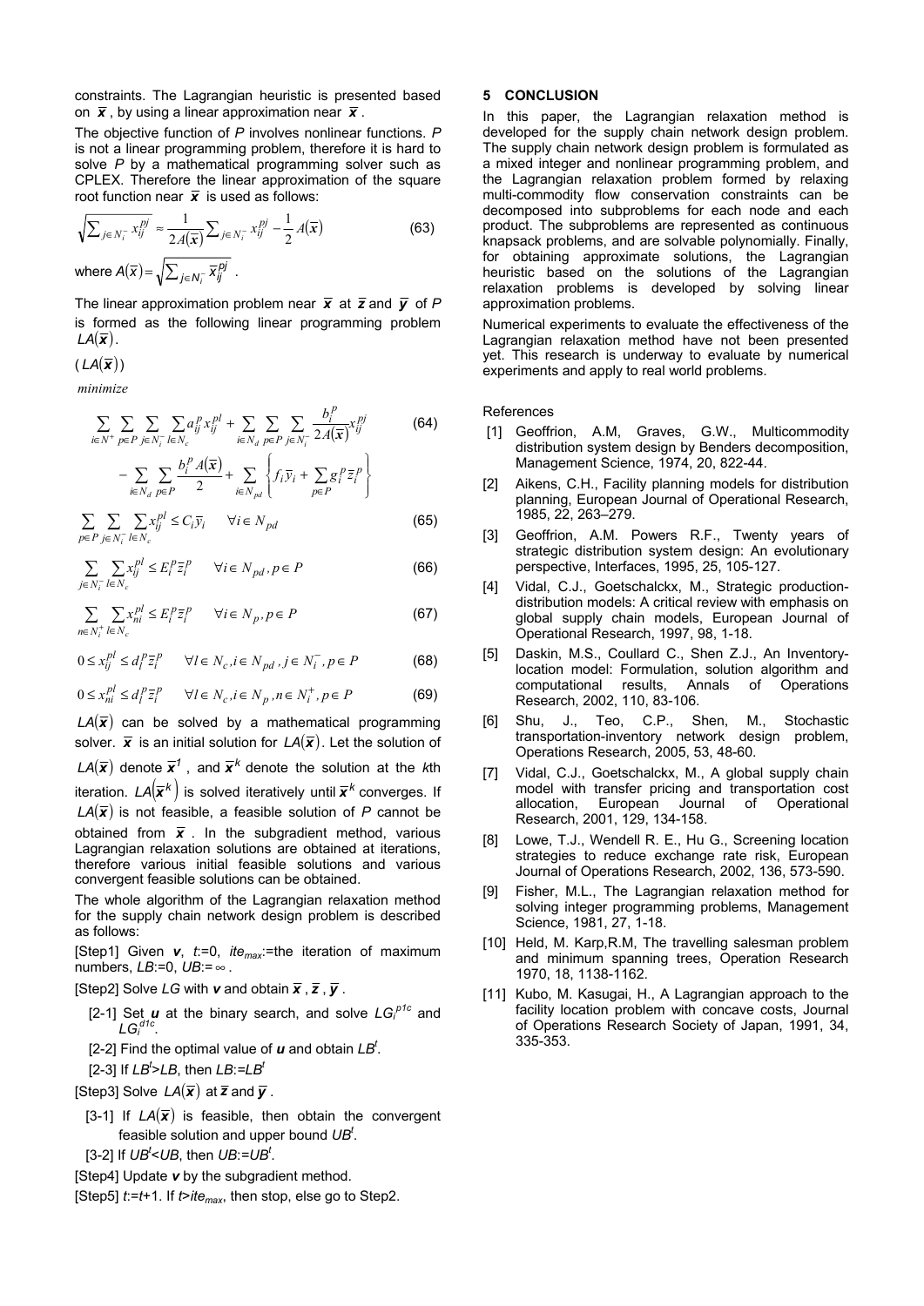constraints. The Lagrangian heuristic is presented based on $\bar{\boldsymbol{x}}$, by using a linear approximation near $\bar{\boldsymbol{x}}$.

The objective function of $P$ involves nonlinear functions. $P$ is not a linear programming problem, therefore it is hard to solve $P$ by a mathematical programming solver such as CPLEX. Therefore the linear approximation of the square root function near $\bar{\boldsymbol{x}}$ is used as follows:

$$\sqrt{\sum_{j\in N_i^-} x_{ij}^{pj}} \approx \frac{1}{2A(\bar{\boldsymbol{x}})}\sum_{j\in N_i^-} x_{ij}^{pj} - \frac{1}{2}A(\bar{\boldsymbol{x}}) \tag{63}$$

where $A(\bar{x}) = \sqrt{\sum_{j\in N_i^-} \bar{x}_{ij}^{pj}}$.

The linear approximation problem near $\bar{\boldsymbol{x}}$ at $\bar{\boldsymbol{z}}$ and $\bar{\boldsymbol{y}}$ of $P$ is formed as the following linear programming problem $LA(\bar{\boldsymbol{x}})$.

($LA(\bar{\boldsymbol{x}})$)

*minimize*

$$\sum_{i\in N^+}\sum_{p\in P}\sum_{j\in N_i^-}\sum_{l\in N_c} a_{ij}^p x_{ij}^{pl} + \sum_{i\in N_d}\sum_{p\in P}\sum_{j\in N_i^-}\frac{b_i^p}{2A(\bar{\boldsymbol{x}})}x_{ij}^{pj} - \sum_{i\in N_d}\sum_{p\in P}\frac{b_i^p A(\bar{\boldsymbol{x}})}{2} + \sum_{i\in N_{pd}}\left\{ f_i\bar{y}_i + \sum_{p\in P} g_i^p \bar{z}_i^p \right\} \tag{64}$$

$$\sum_{p\in P}\sum_{j\in N_i^-}\sum_{l\in N_c} x_{ij}^{pl} \le C_i\bar{y}_i \qquad \forall i\in N_{pd} \tag{65}$$

$$\sum_{j\in N_i^-}\sum_{l\in N_c} x_{ij}^{pl} \le E_i^p \bar{z}_i^p \qquad \forall i\in N_{pd}, p\in P \tag{66}$$

$$\sum_{n\in N_i^+}\sum_{l\in N_c} x_{ni}^{pl} \le E_i^p \bar{z}_i^p \qquad \forall i\in N_p, p\in P \tag{67}$$

$$0 \le x_{ij}^{pl} \le d_l^p \bar{z}_i^p \qquad \forall l\in N_c, i\in N_{pd}, j\in N_i^-, p\in P \tag{68}$$

$$0 \le x_{ni}^{pl} \le d_l^p \bar{z}_i^p \qquad \forall l\in N_c, i\in N_p, n\in N_i^+, p\in P \tag{69}$$

$LA(\bar{\boldsymbol{x}})$ can be solved by a mathematical programming solver. $\bar{\boldsymbol{x}}$ is an initial solution for $LA(\bar{\boldsymbol{x}})$. Let the solution of $LA(\bar{\boldsymbol{x}})$ denote $\bar{\boldsymbol{x}}^1$, and $\bar{\boldsymbol{x}}^k$ denote the solution at the $k$th iteration. $LA(\bar{\boldsymbol{x}}^k)$ is solved iteratively until $\bar{\boldsymbol{x}}^k$ converges. If $LA(\bar{\boldsymbol{x}})$ is not feasible, a feasible solution of $P$ cannot be obtained from $\bar{\boldsymbol{x}}$. In the subgradient method, various Lagrangian relaxation solutions are obtained at iterations, therefore various initial feasible solutions and various convergent feasible solutions can be obtained.

The whole algorithm of the Lagrangian relaxation method for the supply chain network design problem is described as follows:

[Step1] Given $\boldsymbol{v}$, $t$:=0, $ite_{max}$:=the iteration of maximum numbers, $LB$:=0, $UB$:=$\infty$.

[Step2] Solve $LG$ with $\boldsymbol{v}$ and obtain $\bar{\boldsymbol{x}}$, $\bar{\boldsymbol{z}}$, $\bar{\boldsymbol{y}}$.

- [2-1] Set $\boldsymbol{u}$ at the binary search, and solve $LG_i^{p1c}$ and $LG_i^{d1c}$.
- [2-2] Find the optimal value of $\boldsymbol{u}$ and obtain $LB^t$.
- [2-3] If $LB^t$>$LB$, then $LB$:=$LB^t$

[Step3] Solve $LA(\bar{\boldsymbol{x}})$ at $\bar{\boldsymbol{z}}$ and $\bar{\boldsymbol{y}}$.

- [3-1] If $LA(\bar{\boldsymbol{x}})$ is feasible, then obtain the convergent feasible solution and upper bound $UB^t$.
- [3-2] If $UB^t$<$UB$, then $UB$:=$UB^t$.

[Step4] Update $\boldsymbol{v}$ by the subgradient method.

[Step5] $t$:=$t$+1. If $t$>$ite_{max}$, then stop, else go to Step2.

## 5 CONCLUSION

In this paper, the Lagrangian relaxation method is developed for the supply chain network design problem. The supply chain network design problem is formulated as a mixed integer and nonlinear programming problem, and the Lagrangian relaxation problem formed by relaxing multi-commodity flow conservation constraints can be decomposed into subproblems for each node and each product. The subproblems are represented as continuous knapsack problems, and are solvable polynomially. Finally, for obtaining approximate solutions, the Lagrangian heuristic based on the solutions of the Lagrangian relaxation problems is developed by solving linear approximation problems.

Numerical experiments to evaluate the effectiveness of the Lagrangian relaxation method have not been presented yet. This research is underway to evaluate by numerical experiments and apply to real world problems.

References

[1] Geoffrion, A.M, Graves, G.W., Multicommodity distribution system design by Benders decomposition, Management Science, 1974, 20, 822-44.

[2] Aikens, C.H., Facility planning models for distribution planning, European Journal of Operational Research, 1985, 22, 263–279.

[3] Geoffrion, A.M. Powers R.F., Twenty years of strategic distribution system design: An evolutionary perspective, Interfaces, 1995, 25, 105-127.

[4] Vidal, C.J., Goetschalckx, M., Strategic production-distribution models: A critical review with emphasis on global supply chain models, European Journal of Operational Research, 1997, 98, 1-18.

[5] Daskin, M.S., Coullard C., Shen Z.J., An Inventory-location model: Formulation, solution algorithm and computational results, Annals of Operations Research, 2002, 110, 83-106.

[6] Shu, J., Teo, C.P., Shen, M., Stochastic transportation-inventory network design problem, Operations Research, 2005, 53, 48-60.

[7] Vidal, C.J., Goetschalckx, M., A global supply chain model with transfer pricing and transportation cost allocation, European Journal of Operational Research, 2001, 129, 134-158.

[8] Lowe, T.J., Wendell R. E., Hu G., Screening location strategies to reduce exchange rate risk, European Journal of Operations Research, 2002, 136, 573-590.

[9] Fisher, M.L., The Lagrangian relaxation method for solving integer programming problems, Management Science, 1981, 27, 1-18.

[10] Held, M. Karp,R.M, The travelling salesman problem and minimum spanning trees, Operation Research 1970, 18, 1138-1162.

[11] Kubo, M. Kasugai, H., A Lagrangian approach to the facility location problem with concave costs, Journal of Operations Research Society of Japan, 1991, 34, 335-353.